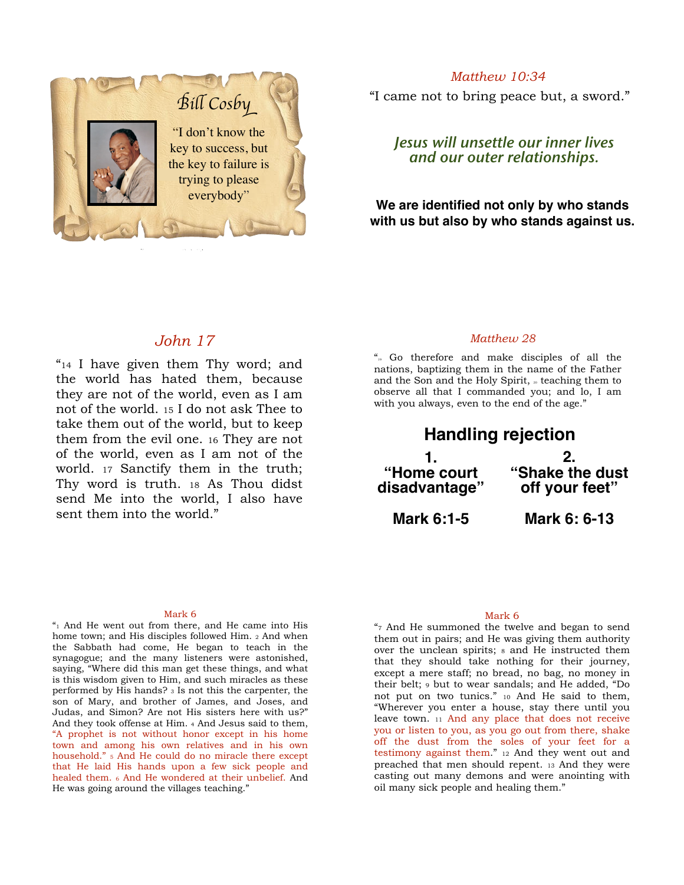## Bill Cosby

"I don't know the key to success, but the key to failure is trying to please everybody"

*Matthew 10:34*

"I came not to bring peace but, a sword."

***Jesus will unsettle our inner lives and our outer relationships.***

**We are identified not only by who stands with us but also by who stands against us.**

## *John 17*

"14 I have given them Thy word; and the world has hated them, because they are not of the world, even as I am not of the world. 15 I do not ask Thee to take them out of the world, but to keep them from the evil one. 16 They are not of the world, even as I am not of the world. 17 Sanctify them in the truth; Thy word is truth. 18 As Thou didst send Me into the world, I also have sent them into the world."

*Matthew 28*

"19 Go therefore and make disciples of all the nations, baptizing them in the name of the Father and the Son and the Holy Spirit, 20 teaching them to observe all that I commanded you; and lo, I am with you always, even to the end of the age."

## Handling rejection

**1. "Home court disadvantage"**

**Mark 6:1-5**

**2. "Shake the dust off your feet"**

**Mark 6: 6-13**

Mark 6

"1 And He went out from there, and He came into His home town; and His disciples followed Him. 2 And when the Sabbath had come, He began to teach in the synagogue; and the many listeners were astonished, saying, "Where did this man get these things, and what is this wisdom given to Him, and such miracles as these performed by His hands? 3 Is not this the carpenter, the son of Mary, and brother of James, and Joses, and Judas, and Simon? Are not His sisters here with us?" And they took offense at Him. 4 And Jesus said to them, "A prophet is not without honor except in his home town and among his own relatives and in his own household." 5 And He could do no miracle there except that He laid His hands upon a few sick people and healed them. 6 And He wondered at their unbelief. And He was going around the villages teaching."

Mark 6

"7 And He summoned the twelve and began to send them out in pairs; and He was giving them authority over the unclean spirits; 8 and He instructed them that they should take nothing for their journey, except a mere staff; no bread, no bag, no money in their belt; 9 but to wear sandals; and He added, "Do not put on two tunics." 10 And He said to them, "Wherever you enter a house, stay there until you leave town. 11 And any place that does not receive you or listen to you, as you go out from there, shake off the dust from the soles of your feet for a testimony against them." 12 And they went out and preached that men should repent. 13 And they were casting out many demons and were anointing with oil many sick people and healing them."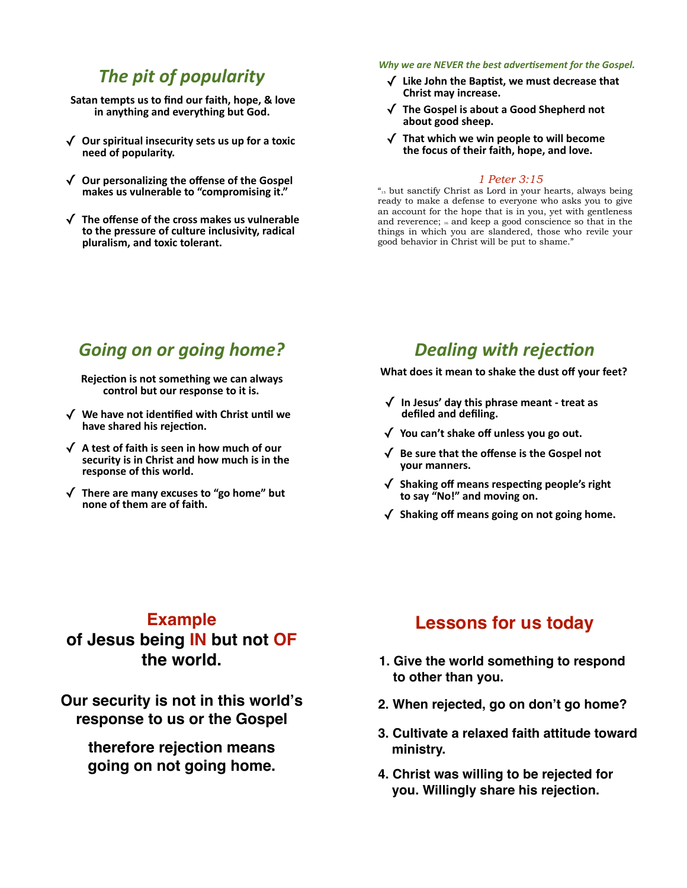## *The pit of popularity*

**Satan tempts us to find our faith, hope, & love in anything and everything but God.**

- ✓ **Our spiritual insecurity sets us up for a toxic need of popularity.**
- ✓ **Our personalizing the offense of the Gospel makes us vulnerable to "compromising it."**
- ✓ **The offense of the cross makes us vulnerable to the pressure of culture inclusivity, radical pluralism, and toxic tolerant.**

***Why we are NEVER the best advertisement for the Gospel.***

- ✓ **Like John the Baptist, we must decrease that Christ may increase.**
- ✓ **The Gospel is about a Good Shepherd not about good sheep.**
- ✓ **That which we win people to will become the focus of their faith, hope, and love.**

*1 Peter 3:15*

"[15] but sanctify Christ as Lord in your hearts, always being ready to make a defense to everyone who asks you to give an account for the hope that is in you, yet with gentleness and reverence; [16] and keep a good conscience so that in the things in which you are slandered, those who revile your good behavior in Christ will be put to shame."

## *Going on or going home?*

**Rejection is not something we can always control but our response to it is.**

- ✓ **We have not identified with Christ until we have shared his rejection.**
- ✓ **A test of faith is seen in how much of our security is in Christ and how much is in the response of this world.**
- ✓ **There are many excuses to "go home" but none of them are of faith.**

## *Dealing with rejection*

**What does it mean to shake the dust off your feet?**

- ✓ **In Jesus' day this phrase meant - treat as defiled and defiling.**
- ✓ **You can't shake off unless you go out.**
- ✓ **Be sure that the offense is the Gospel not your manners.**
- ✓ **Shaking off means respecting people's right to say "No!" and moving on.**
- ✓ **Shaking off means going on not going home.**

## Example
## of Jesus being IN but not OF the world.

**Our security is not in this world's response to us or the Gospel**

**therefore rejection means going on not going home.**

## Lessons for us today

1. **Give the world something to respond to other than you.**
2. **When rejected, go on don't go home?**
3. **Cultivate a relaxed faith attitude toward ministry.**
4. **Christ was willing to be rejected for you. Willingly share his rejection.**